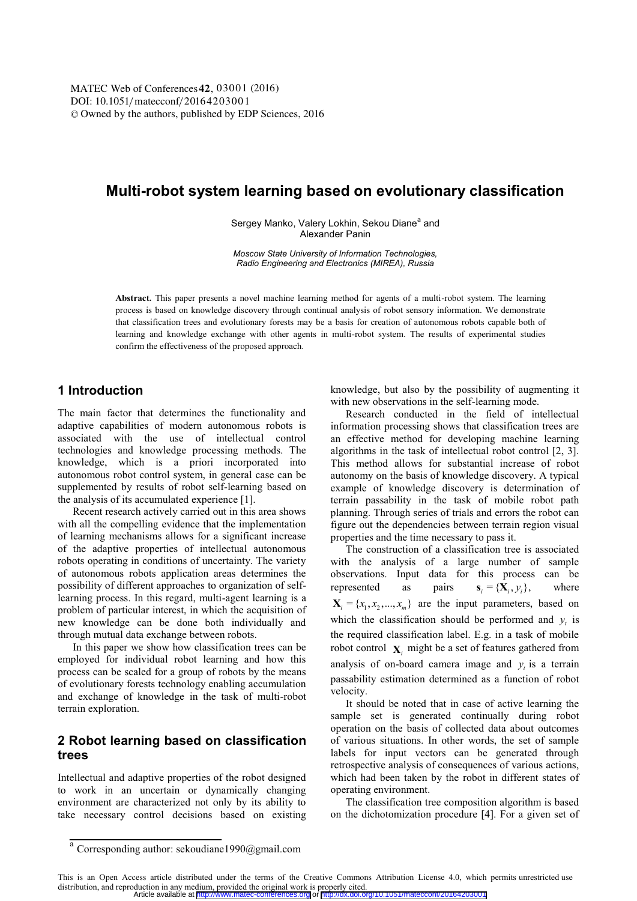# Multi-robot system learning based on evolutionary classification

Sergey Manko, Valery Lokhin, Sekou Diane[a] and Alexander Panin

*Moscow State University of Information Technologies, Radio Engineering and Electronics (MIREA), Russia*

**Abstract.** This paper presents a novel machine learning method for agents of a multi-robot system. The learning process is based on knowledge discovery through continual analysis of robot sensory information. We demonstrate that classification trees and evolutionary forests may be a basis for creation of autonomous robots capable both of learning and knowledge exchange with other agents in multi-robot system. The results of experimental studies confirm the effectiveness of the proposed approach.

## 1 Introduction

The main factor that determines the functionality and adaptive capabilities of modern autonomous robots is associated with the use of intellectual control technologies and knowledge processing methods. The knowledge, which is a priori incorporated into autonomous robot control system, in general case can be supplemented by results of robot self-learning based on the analysis of its accumulated experience [1].

Recent research actively carried out in this area shows with all the compelling evidence that the implementation of learning mechanisms allows for a significant increase of the adaptive properties of intellectual autonomous robots operating in conditions of uncertainty. The variety of autonomous robots application areas determines the possibility of different approaches to organization of self-learning process. In this regard, multi-agent learning is a problem of particular interest, in which the acquisition of new knowledge can be done both individually and through mutual data exchange between robots.

In this paper we show how classification trees can be employed for individual robot learning and how this process can be scaled for a group of robots by the means of evolutionary forests technology enabling accumulation and exchange of knowledge in the task of multi-robot terrain exploration.

## 2 Robot learning based on classification trees

Intellectual and adaptive properties of the robot designed to work in an uncertain or dynamically changing environment are characterized not only by its ability to take necessary control decisions based on existing knowledge, but also by the possibility of augmenting it with new observations in the self-learning mode.

Research conducted in the field of intellectual information processing shows that classification trees are an effective method for developing machine learning algorithms in the task of intellectual robot control [2, 3]. This method allows for substantial increase of robot autonomy on the basis of knowledge discovery. A typical example of knowledge discovery is determination of terrain passability in the task of mobile robot path planning. Through series of trials and errors the robot can figure out the dependencies between terrain region visual properties and the time necessary to pass it.

The construction of a classification tree is associated with the analysis of a large number of sample observations. Input data for this process can be represented as pairs $\mathbf{s}_i = \{\mathbf{X}_i, y_i\}$, where $\mathbf{X}_i = \{x_1, x_2, ..., x_m\}$ are the input parameters, based on which the classification should be performed and $y_i$ is the required classification label. E.g. in a task of mobile robot control $\mathbf{X}_i$ might be a set of features gathered from analysis of on-board camera image and $y_i$ is a terrain passability estimation determined as a function of robot velocity.

It should be noted that in case of active learning the sample set is generated continually during robot operation on the basis of collected data about outcomes of various situations. In other words, the set of sample labels for input vectors can be generated through retrospective analysis of consequences of various actions, which had been taken by the robot in different states of operating environment.

The classification tree composition algorithm is based on the dichotomization procedure [4]. For a given set of

[a] Corresponding author: sekoudiane1990@gmail.com

This is an Open Access article distributed under the terms of the Creative Commons Attribution License 4.0, which permits unrestricted use distribution, and reproduction in any medium, provided the original work is properly cited.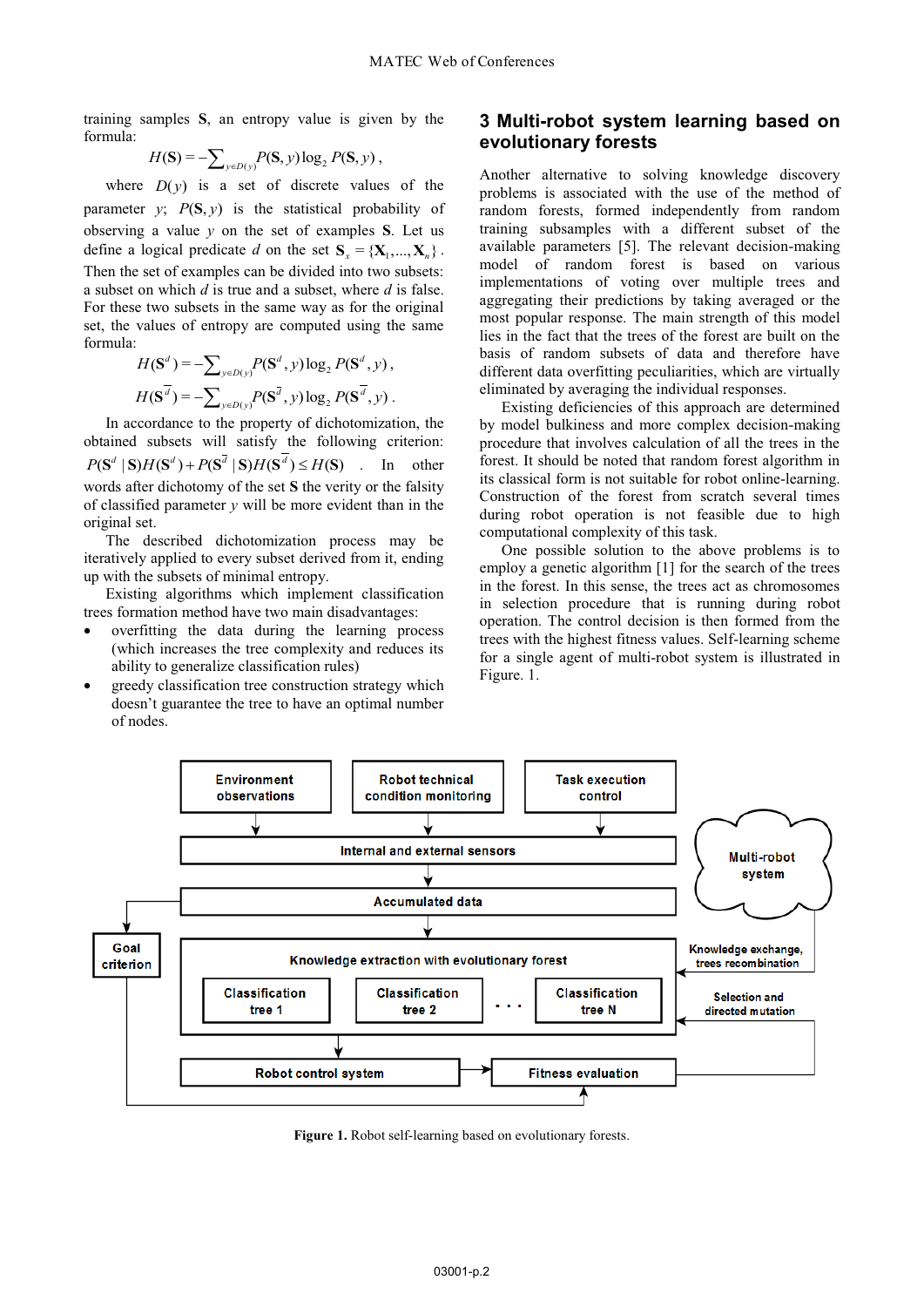training samples $\mathbf{S}$, an entropy value is given by the formula:

$$H(\mathbf{S}) = -\sum_{y \in D(y)} P(\mathbf{S}, y) \log_2 P(\mathbf{S}, y),$$

where $D(y)$ is a set of discrete values of the parameter $y$; $P(\mathbf{S}, y)$ is the statistical probability of observing a value $y$ on the set of examples $\mathbf{S}$. Let us define a logical predicate $d$ on the set $\mathbf{S}_x = \{\mathbf{X}_1, ..., \mathbf{X}_n\}$. Then the set of examples can be divided into two subsets: a subset on which $d$ is true and a subset, where $d$ is false. For these two subsets in the same way as for the original set, the values of entropy are computed using the same formula:

$$H(\mathbf{S}^d) = -\sum_{y \in D(y)} P(\mathbf{S}^d, y) \log_2 P(\mathbf{S}^d, y),$$

$$H(\mathbf{S}^{\bar{d}}) = -\sum_{y \in D(y)} P(\mathbf{S}^{\bar{d}}, y) \log_2 P(\mathbf{S}^{\bar{d}}, y).$$

In accordance to the property of dichotomization, the obtained subsets will satisfy the following criterion: $P(\mathbf{S}^d \mid \mathbf{S}) H(\mathbf{S}^d) + P(\mathbf{S}^{\bar{d}} \mid \mathbf{S}) H(\mathbf{S}^{\bar{d}}) \leq H(\mathbf{S})$. In other words after dichotomy of the set $\mathbf{S}$ the verity or the falsity of classified parameter $y$ will be more evident than in the original set.

The described dichotomization process may be iteratively applied to every subset derived from it, ending up with the subsets of minimal entropy.

Existing algorithms which implement classification trees formation method have two main disadvantages:

- overfitting the data during the learning process (which increases the tree complexity and reduces its ability to generalize classification rules)
- greedy classification tree construction strategy which doesn't guarantee the tree to have an optimal number of nodes.

## 3 Multi-robot system learning based on evolutionary forests

Another alternative to solving knowledge discovery problems is associated with the use of the method of random forests, formed independently from random training subsamples with a different subset of the available parameters [5]. The relevant decision-making model of random forest is based on various implementations of voting over multiple trees and aggregating their predictions by taking averaged or the most popular response. The main strength of this model lies in the fact that the trees of the forest are built on the basis of random subsets of data and therefore have different data overfitting peculiarities, which are virtually eliminated by averaging the individual responses.

Existing deficiencies of this approach are determined by model bulkiness and more complex decision-making procedure that involves calculation of all the trees in the forest. It should be noted that random forest algorithm in its classical form is not suitable for robot online-learning. Construction of the forest from scratch several times during robot operation is not feasible due to high computational complexity of this task.

One possible solution to the above problems is to employ a genetic algorithm [1] for the search of the trees in the forest. In this sense, the trees act as chromosomes in selection procedure that is running during robot operation. The control decision is then formed from the trees with the highest fitness values. Self-learning scheme for a single agent of multi-robot system is illustrated in Figure. 1.

Environment observations
Robot technical condition monitoring
Task execution control
Internal and external sensors
Accumulated data
Multi-robot system
Goal criterion
Knowledge extraction with evolutionary forest
Classification tree 1
Classification tree 2
. . .
Classification tree N
Knowledge exchange, trees recombination
Selection and directed mutation
Robot control system
Fitness evaluation

**Figure 1.** Robot self-learning based on evolutionary forests.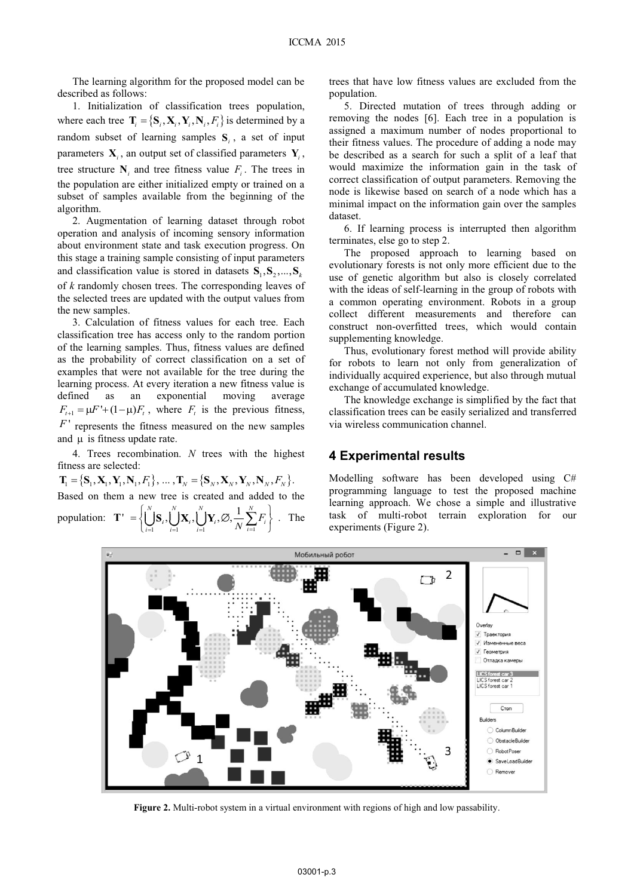The learning algorithm for the proposed model can be described as follows:

1. Initialization of classification trees population, where each tree $\mathbf{T}_i = \{\mathbf{S}_i, \mathbf{X}_i, \mathbf{Y}_i, \mathbf{N}_i, F_i\}$ is determined by a random subset of learning samples $\mathbf{S}_i$, a set of input parameters $\mathbf{X}_i$, an output set of classified parameters $\mathbf{Y}_i$, tree structure $\mathbf{N}_i$ and tree fitness value $F_i$. The trees in the population are either initialized empty or trained on a subset of samples available from the beginning of the algorithm.

2. Augmentation of learning dataset through robot operation and analysis of incoming sensory information about environment state and task execution progress. On this stage a training sample consisting of input parameters and classification value is stored in datasets $\mathbf{S}_1, \mathbf{S}_2, ..., \mathbf{S}_k$ of *k* randomly chosen trees. The corresponding leaves of the selected trees are updated with the output values from the new samples.

3. Calculation of fitness values for each tree. Each classification tree has access only to the random portion of the learning samples. Thus, fitness values are defined as the probability of correct classification on a set of examples that were not available for the tree during the learning process. At every iteration a new fitness value is defined as an exponential moving average $F_{t+1} = \mu F' + (1-\mu)F_t$, where $F_t$ is the previous fitness, $F'$ represents the fitness measured on the new samples and $\mu$ is fitness update rate.

4. Trees recombination. *N* trees with the highest fitness are selected:

$$\mathbf{T}_1 = \{\mathbf{S}_1, \mathbf{X}_1, \mathbf{Y}_1, \mathbf{N}_1, F_1\}, \; ... \;, \mathbf{T}_N = \{\mathbf{S}_N, \mathbf{X}_N, \mathbf{Y}_N, \mathbf{N}_N, F_N\}.$$

Based on them a new tree is created and added to the population: $\mathbf{T}' = \left\{ \bigcup_{i=1}^{N} \mathbf{S}_i, \bigcup_{i=1}^{N} \mathbf{X}_i, \bigcup_{i=1}^{N} \mathbf{Y}_i, \varnothing, \frac{1}{N} \sum_{i=1}^{N} F_i \right\}$. The trees that have low fitness values are excluded from the population.

5. Directed mutation of trees through adding or removing the nodes [6]. Each tree in a population is assigned a maximum number of nodes proportional to their fitness values. The procedure of adding a node may be described as a search for such a split of a leaf that would maximize the information gain in the task of correct classification of output parameters. Removing the node is likewise based on search of a node which has a minimal impact on the information gain over the samples dataset.

6. If learning process is interrupted then algorithm terminates, else go to step 2.

The proposed approach to learning based on evolutionary forests is not only more efficient due to the use of genetic algorithm but also is closely correlated with the ideas of self-learning in the group of robots with a common operating environment. Robots in a group collect different measurements and therefore can construct non-overfitted trees, which would contain supplementing knowledge.

Thus, evolutionary forest method will provide ability for robots to learn not only from generalization of individually acquired experience, but also through mutual exchange of accumulated knowledge.

The knowledge exchange is simplified by the fact that classification trees can be easily serialized and transferred via wireless communication channel.

## 4 Experimental results

Modelling software has been developed using C# programming language to test the proposed machine learning approach. We chose a simple and illustrative task of multi-robot terrain exploration for our experiments (Figure 2).

**Figure 2.** Multi-robot system in a virtual environment with regions of high and low passability.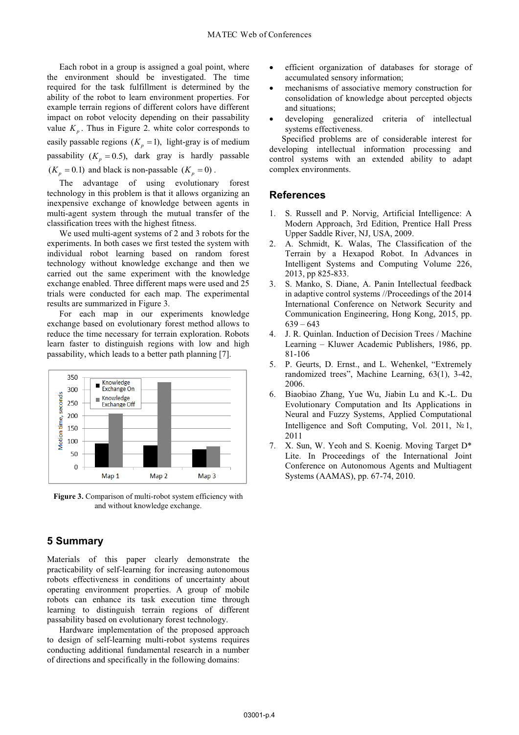Each robot in a group is assigned a goal point, where the environment should be investigated. The time required for the task fulfillment is determined by the ability of the robot to learn environment properties. For example terrain regions of different colors have different impact on robot velocity depending on their passability value $K_p$. Thus in Figure 2. white color corresponds to easily passable regions ($K_p = 1$), light-gray is of medium passability ($K_p = 0.5$), dark gray is hardly passable ($K_p = 0.1$) and black is non-passable ($K_p = 0$).

The advantage of using evolutionary forest technology in this problem is that it allows organizing an inexpensive exchange of knowledge between agents in multi-agent system through the mutual transfer of the classification trees with the highest fitness.

We used multi-agent systems of 2 and 3 robots for the experiments. In both cases we first tested the system with individual robot learning based on random forest technology without knowledge exchange and then we carried out the same experiment with the knowledge exchange enabled. Three different maps were used and 25 trials were conducted for each map. The experimental results are summarized in Figure 3.

For each map in our experiments knowledge exchange based on evolutionary forest method allows to reduce the time necessary for terrain exploration. Robots learn faster to distinguish regions with low and high passability, which leads to a better path planning [7].

350
300
250
200
150
100
50
0
Motion time, seconds
Knowledge Exchange On
Knowledge Exchange Off
Map 1
Map 2
Map 3

**Figure 3.** Comparison of multi-robot system efficiency with and without knowledge exchange.

## 5 Summary

Materials of this paper clearly demonstrate the practicability of self-learning for increasing autonomous robots effectiveness in conditions of uncertainty about operating environment properties. A group of mobile robots can enhance its task execution time through learning to distinguish terrain regions of different passability based on evolutionary forest technology.

Hardware implementation of the proposed approach to design of self-learning multi-robot systems requires conducting additional fundamental research in a number of directions and specifically in the following domains:

- efficient organization of databases for storage of accumulated sensory information;
- mechanisms of associative memory construction for consolidation of knowledge about percepted objects and situations;
- developing generalized criteria of intellectual systems effectiveness.

Specified problems are of considerable interest for developing intellectual information processing and control systems with an extended ability to adapt complex environments.

## References

1. S. Russell and P. Norvig, Artificial Intelligence: A Modern Approach, 3rd Edition, Prentice Hall Press Upper Saddle River, NJ, USA, 2009.
2. A. Schmidt, K. Walas, The Classification of the Terrain by a Hexapod Robot. In Advances in Intelligent Systems and Computing Volume 226, 2013, pp 825-833.
3. S. Manko, S. Diane, A. Panin Intellectual feedback in adaptive control systems //Proceedings of the 2014 International Conference on Network Security and Communication Engineering, Hong Kong, 2015, pp. 639 – 643
4. J. R. Quinlan. Induction of Decision Trees / Machine Learning – Kluwer Academic Publishers, 1986, pp. 81-106
5. P. Geurts, D. Ernst., and L. Wehenkel, "Extremely randomized trees", Machine Learning, 63(1), 3-42, 2006.
6. Biaobiao Zhang, Yue Wu, Jiabin Lu and K.-L. Du Evolutionary Computation and Its Applications in Neural and Fuzzy Systems, Applied Computational Intelligence and Soft Computing, Vol. 2011, №1, 2011
7. X. Sun, W. Yeoh and S. Koenig. Moving Target D* Lite. In Proceedings of the International Joint Conference on Autonomous Agents and Multiagent Systems (AAMAS), pp. 67-74, 2010.